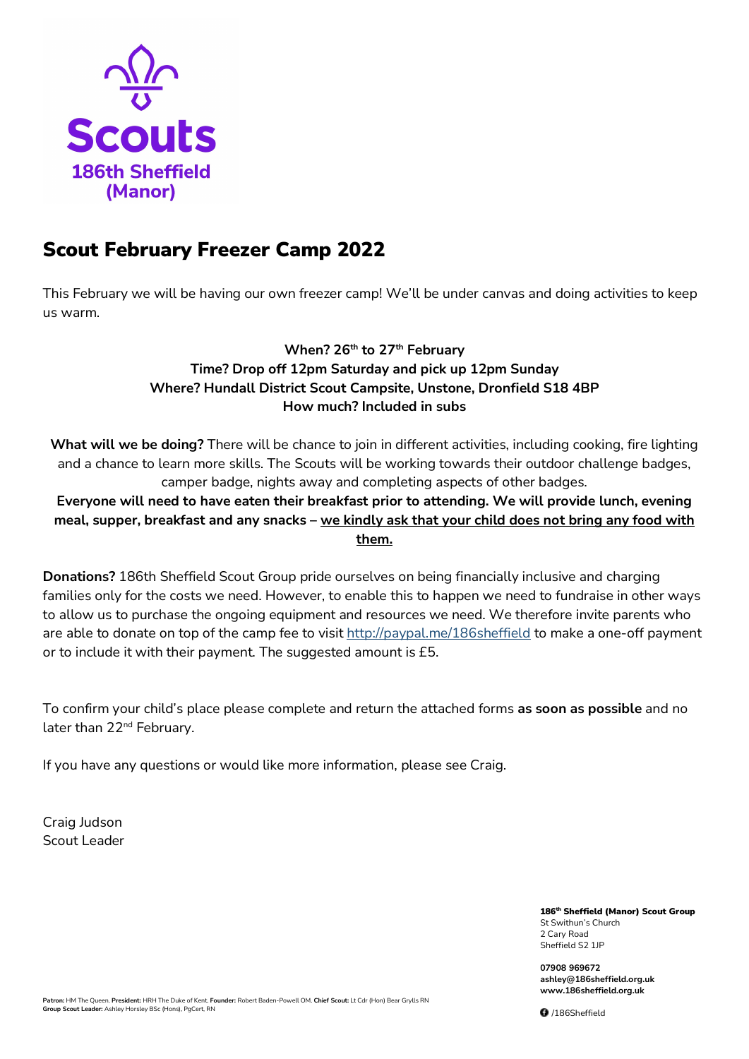Scouts
186th Sheffield
(Manor)

# Scout February Freezer Camp 2022

This February we will be having our own freezer camp! We'll be under canvas and doing activities to keep us warm.

**When? 26th to 27th February**
**Time? Drop off 12pm Saturday and pick up 12pm Sunday**
**Where? Hundall District Scout Campsite, Unstone, Dronfield S18 4BP**
**How much? Included in subs**

**What will we be doing?** There will be chance to join in different activities, including cooking, fire lighting and a chance to learn more skills. The Scouts will be working towards their outdoor challenge badges, camper badge, nights away and completing aspects of other badges.

**Everyone will need to have eaten their breakfast prior to attending. We will provide lunch, evening meal, supper, breakfast and any snacks – we kindly ask that your child does not bring any food with them.**

**Donations?** 186th Sheffield Scout Group pride ourselves on being financially inclusive and charging families only for the costs we need. However, to enable this to happen we need to fundraise in other ways to allow us to purchase the ongoing equipment and resources we need. We therefore invite parents who are able to donate on top of the camp fee to visit http://paypal.me/186sheffield to make a one-off payment or to include it with their payment. The suggested amount is £5.

To confirm your child's place please complete and return the attached forms **as soon as possible** and no later than 22nd February.

If you have any questions or would like more information, please see Craig.

Craig Judson
Scout Leader

**186th Sheffield (Manor) Scout Group**
St Swithun's Church
2 Cary Road
Sheffield S2 1JP

**07908 969672**
**ashley@186sheffield.org.uk**
**www.186sheffield.org.uk**

/186Sheffield

**Patron:** HM The Queen. **President:** HRH The Duke of Kent. **Founder:** Robert Baden-Powell OM. **Chief Scout:** Lt Cdr (Hon) Bear Grylls RN
**Group Scout Leader:** Ashley Horsley BSc (Hons), PgCert, RN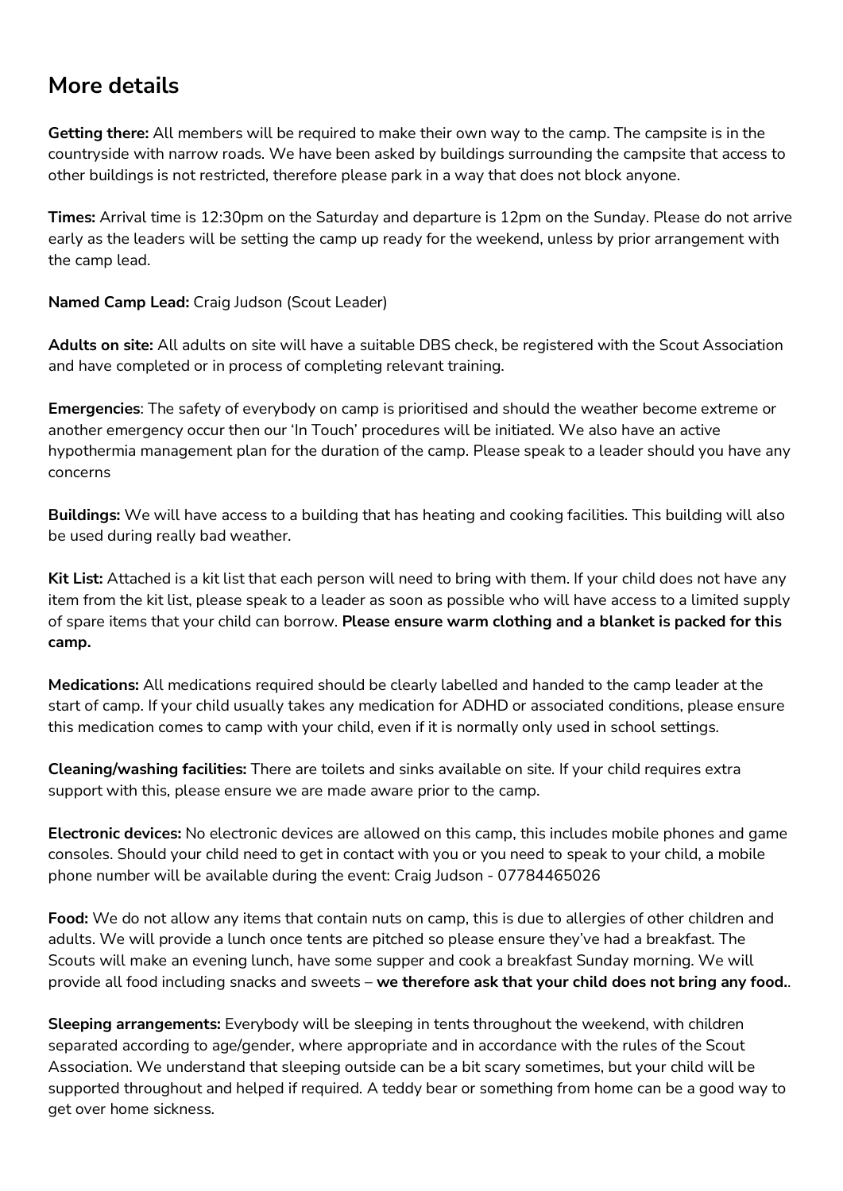## More details

**Getting there:** All members will be required to make their own way to the camp. The campsite is in the countryside with narrow roads. We have been asked by buildings surrounding the campsite that access to other buildings is not restricted, therefore please park in a way that does not block anyone.

**Times:** Arrival time is 12:30pm on the Saturday and departure is 12pm on the Sunday. Please do not arrive early as the leaders will be setting the camp up ready for the weekend, unless by prior arrangement with the camp lead.

**Named Camp Lead:** Craig Judson (Scout Leader)

**Adults on site:** All adults on site will have a suitable DBS check, be registered with the Scout Association and have completed or in process of completing relevant training.

**Emergencies**: The safety of everybody on camp is prioritised and should the weather become extreme or another emergency occur then our 'In Touch' procedures will be initiated. We also have an active hypothermia management plan for the duration of the camp. Please speak to a leader should you have any concerns

**Buildings:** We will have access to a building that has heating and cooking facilities. This building will also be used during really bad weather.

**Kit List:** Attached is a kit list that each person will need to bring with them. If your child does not have any item from the kit list, please speak to a leader as soon as possible who will have access to a limited supply of spare items that your child can borrow. **Please ensure warm clothing and a blanket is packed for this camp.**

**Medications:** All medications required should be clearly labelled and handed to the camp leader at the start of camp. If your child usually takes any medication for ADHD or associated conditions, please ensure this medication comes to camp with your child, even if it is normally only used in school settings.

**Cleaning/washing facilities:** There are toilets and sinks available on site. If your child requires extra support with this, please ensure we are made aware prior to the camp.

**Electronic devices:** No electronic devices are allowed on this camp, this includes mobile phones and game consoles. Should your child need to get in contact with you or you need to speak to your child, a mobile phone number will be available during the event: Craig Judson - 07784465026

**Food:** We do not allow any items that contain nuts on camp, this is due to allergies of other children and adults. We will provide a lunch once tents are pitched so please ensure they've had a breakfast. The Scouts will make an evening lunch, have some supper and cook a breakfast Sunday morning. We will provide all food including snacks and sweets – **we therefore ask that your child does not bring any food.**.

**Sleeping arrangements:** Everybody will be sleeping in tents throughout the weekend, with children separated according to age/gender, where appropriate and in accordance with the rules of the Scout Association. We understand that sleeping outside can be a bit scary sometimes, but your child will be supported throughout and helped if required. A teddy bear or something from home can be a good way to get over home sickness.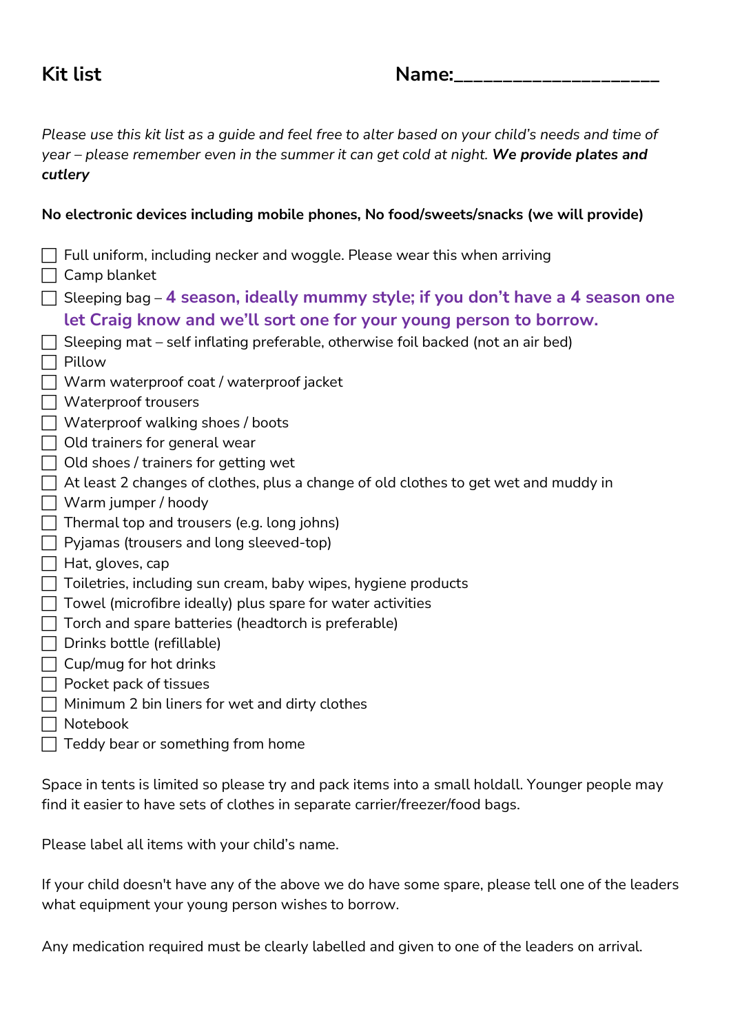## Kit list

Name:____________________

*Please use this kit list as a guide and feel free to alter based on your child's needs and time of year – please remember even in the summer it can get cold at night.* ***We provide plates and cutlery***

**No electronic devices including mobile phones, No food/sweets/snacks (we will provide)**

- [ ] Full uniform, including necker and woggle. Please wear this when arriving
- [ ] Camp blanket
- [ ] Sleeping bag – **4 season, ideally mummy style; if you don't have a 4 season one let Craig know and we'll sort one for your young person to borrow.**
- [ ] Sleeping mat – self inflating preferable, otherwise foil backed (not an air bed)
- [ ] Pillow
- [ ] Warm waterproof coat / waterproof jacket
- [ ] Waterproof trousers
- [ ] Waterproof walking shoes / boots
- [ ] Old trainers for general wear
- [ ] Old shoes / trainers for getting wet
- [ ] At least 2 changes of clothes, plus a change of old clothes to get wet and muddy in
- [ ] Warm jumper / hoody
- [ ] Thermal top and trousers (e.g. long johns)
- [ ] Pyjamas (trousers and long sleeved-top)
- [ ] Hat, gloves, cap
- [ ] Toiletries, including sun cream, baby wipes, hygiene products
- [ ] Towel (microfibre ideally) plus spare for water activities
- [ ] Torch and spare batteries (headtorch is preferable)
- [ ] Drinks bottle (refillable)
- [ ] Cup/mug for hot drinks
- [ ] Pocket pack of tissues
- [ ] Minimum 2 bin liners for wet and dirty clothes
- [ ] Notebook
- [ ] Teddy bear or something from home

Space in tents is limited so please try and pack items into a small holdall. Younger people may find it easier to have sets of clothes in separate carrier/freezer/food bags.

Please label all items with your child's name.

If your child doesn't have any of the above we do have some spare, please tell one of the leaders what equipment your young person wishes to borrow.

Any medication required must be clearly labelled and given to one of the leaders on arrival.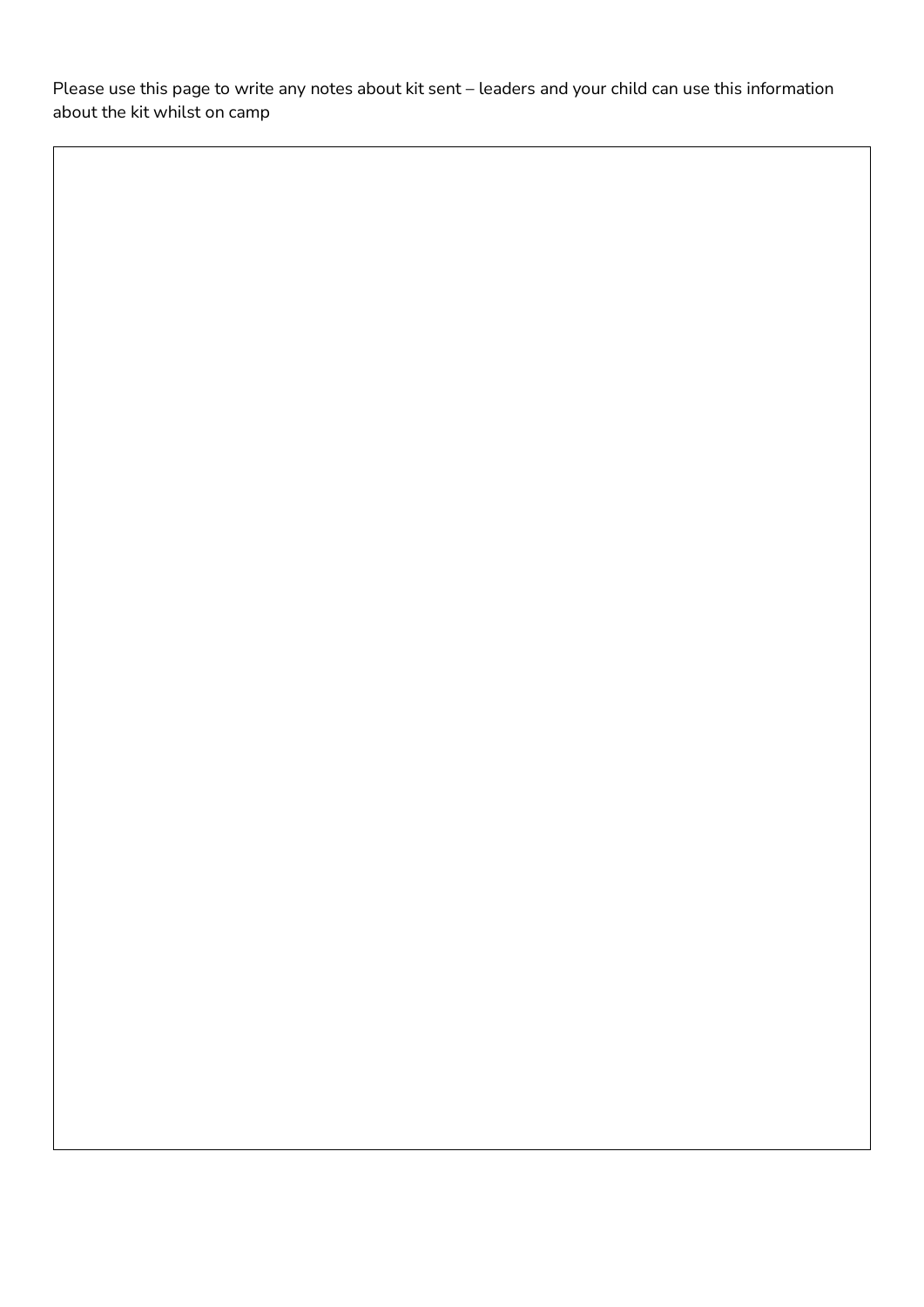Please use this page to write any notes about kit sent – leaders and your child can use this information about the kit whilst on camp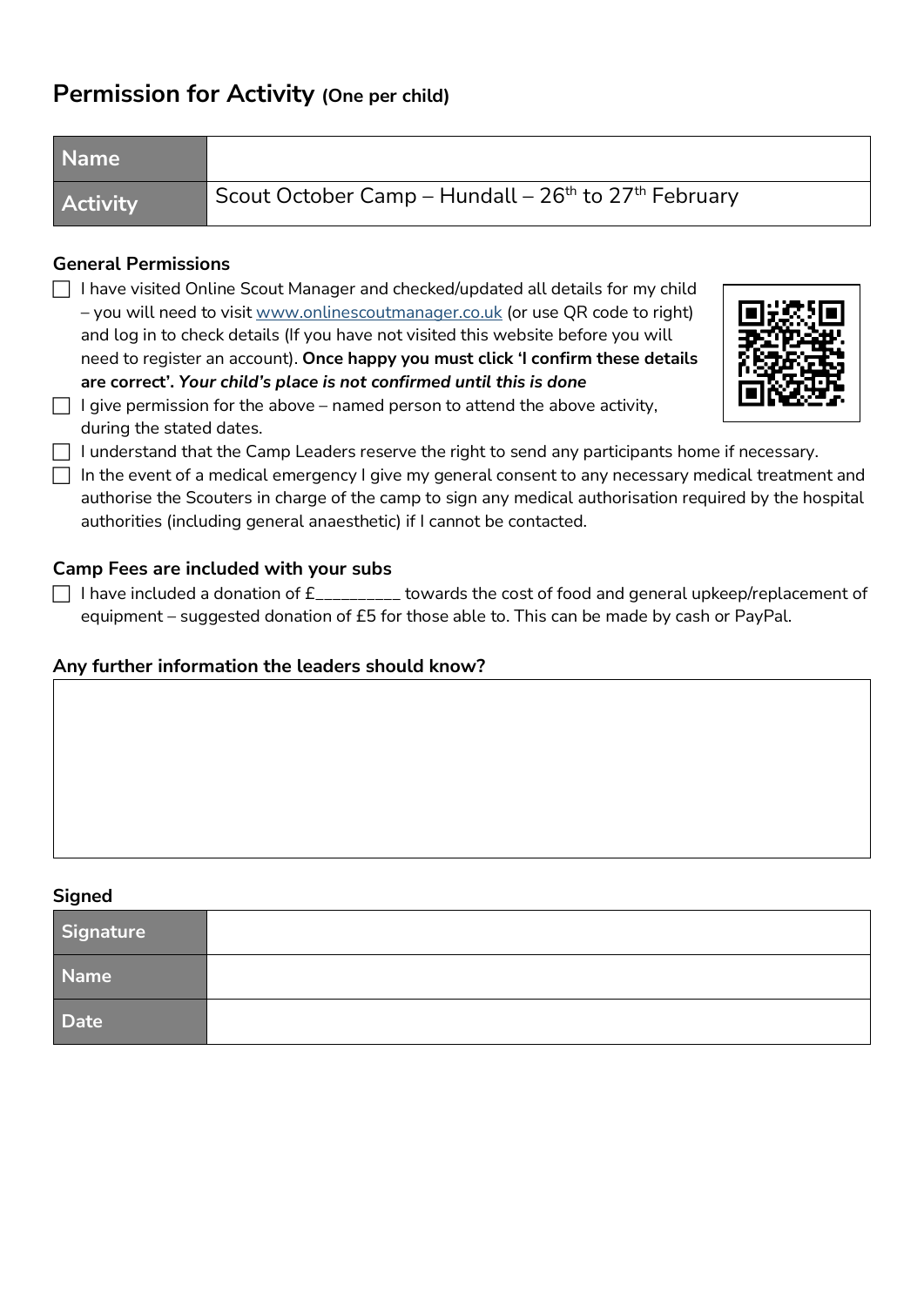## Permission for Activity **(One per child)**

| | |
|---|---|
| **Name** | |
| **Activity** | Scout October Camp – Hundall – 26th to 27th February |

### General Permissions

- ☐ I have visited Online Scout Manager and checked/updated all details for my child – you will need to visit www.onlinescoutmanager.co.uk (or use QR code to right) and log in to check details (If you have not visited this website before you will need to register an account). **Once happy you must click 'I confirm these details are correct'. *Your child's place is not confirmed until this is done***
- ☐ I give permission for the above – named person to attend the above activity, during the stated dates.
- ☐ I understand that the Camp Leaders reserve the right to send any participants home if necessary.
- ☐ In the event of a medical emergency I give my general consent to any necessary medical treatment and authorise the Scouters in charge of the camp to sign any medical authorisation required by the hospital authorities (including general anaesthetic) if I cannot be contacted.

### Camp Fees are included with your subs

- ☐ I have included a donation of £_________ towards the cost of food and general upkeep/replacement of equipment – suggested donation of £5 for those able to. This can be made by cash or PayPal.

### Any further information the leaders should know?

| |
|---|
| |

### Signed

| | |
|---|---|
| **Signature** | |
| **Name** | |
| **Date** | |